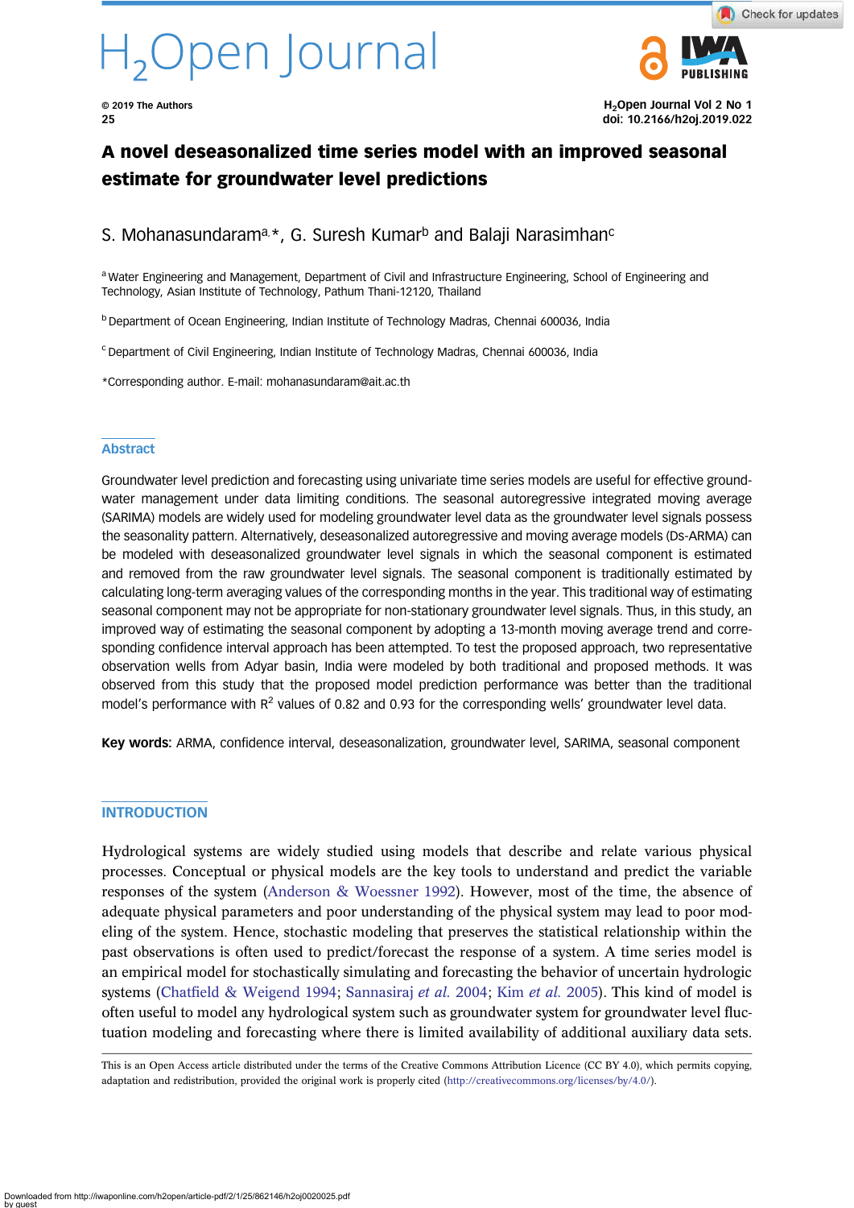# A novel deseasonalized time series model with an improved seasonal estimate for groundwater level predictions

S. Mohanasundaram[a,*], G. Suresh Kumar[b] and Balaji Narasimhan[c]

[a] Water Engineering and Management, Department of Civil and Infrastructure Engineering, School of Engineering and Technology, Asian Institute of Technology, Pathum Thani-12120, Thailand

[b] Department of Ocean Engineering, Indian Institute of Technology Madras, Chennai 600036, India

[c] Department of Civil Engineering, Indian Institute of Technology Madras, Chennai 600036, India

*Corresponding author. E-mail: mohanasundaram@ait.ac.th

## Abstract

Groundwater level prediction and forecasting using univariate time series models are useful for effective groundwater management under data limiting conditions. The seasonal autoregressive integrated moving average (SARIMA) models are widely used for modeling groundwater level data as the groundwater level signals possess the seasonality pattern. Alternatively, deseasonalized autoregressive and moving average models (Ds-ARMA) can be modeled with deseasonalized groundwater level signals in which the seasonal component is estimated and removed from the raw groundwater level signals. The seasonal component is traditionally estimated by calculating long-term averaging values of the corresponding months in the year. This traditional way of estimating seasonal component may not be appropriate for non-stationary groundwater level signals. Thus, in this study, an improved way of estimating the seasonal component by adopting a 13-month moving average trend and corresponding confidence interval approach has been attempted. To test the proposed approach, two representative observation wells from Adyar basin, India were modeled by both traditional and proposed methods. It was observed from this study that the proposed model prediction performance was better than the traditional model's performance with $R^2$ values of 0.82 and 0.93 for the corresponding wells' groundwater level data.

**Key words:** ARMA, confidence interval, deseasonalization, groundwater level, SARIMA, seasonal component

## INTRODUCTION

Hydrological systems are widely studied using models that describe and relate various physical processes. Conceptual or physical models are the key tools to understand and predict the variable responses of the system (Anderson & Woessner 1992). However, most of the time, the absence of adequate physical parameters and poor understanding of the physical system may lead to poor modeling of the system. Hence, stochastic modeling that preserves the statistical relationship within the past observations is often used to predict/forecast the response of a system. A time series model is an empirical model for stochastically simulating and forecasting the behavior of uncertain hydrologic systems (Chatfield & Weigend 1994; Sannasiraj *et al.* 2004; Kim *et al.* 2005). This kind of model is often useful to model any hydrological system such as groundwater system for groundwater level fluctuation modeling and forecasting where there is limited availability of additional auxiliary data sets.

This is an Open Access article distributed under the terms of the Creative Commons Attribution Licence (CC BY 4.0), which permits copying, adaptation and redistribution, provided the original work is properly cited (http://creativecommons.org/licenses/by/4.0/).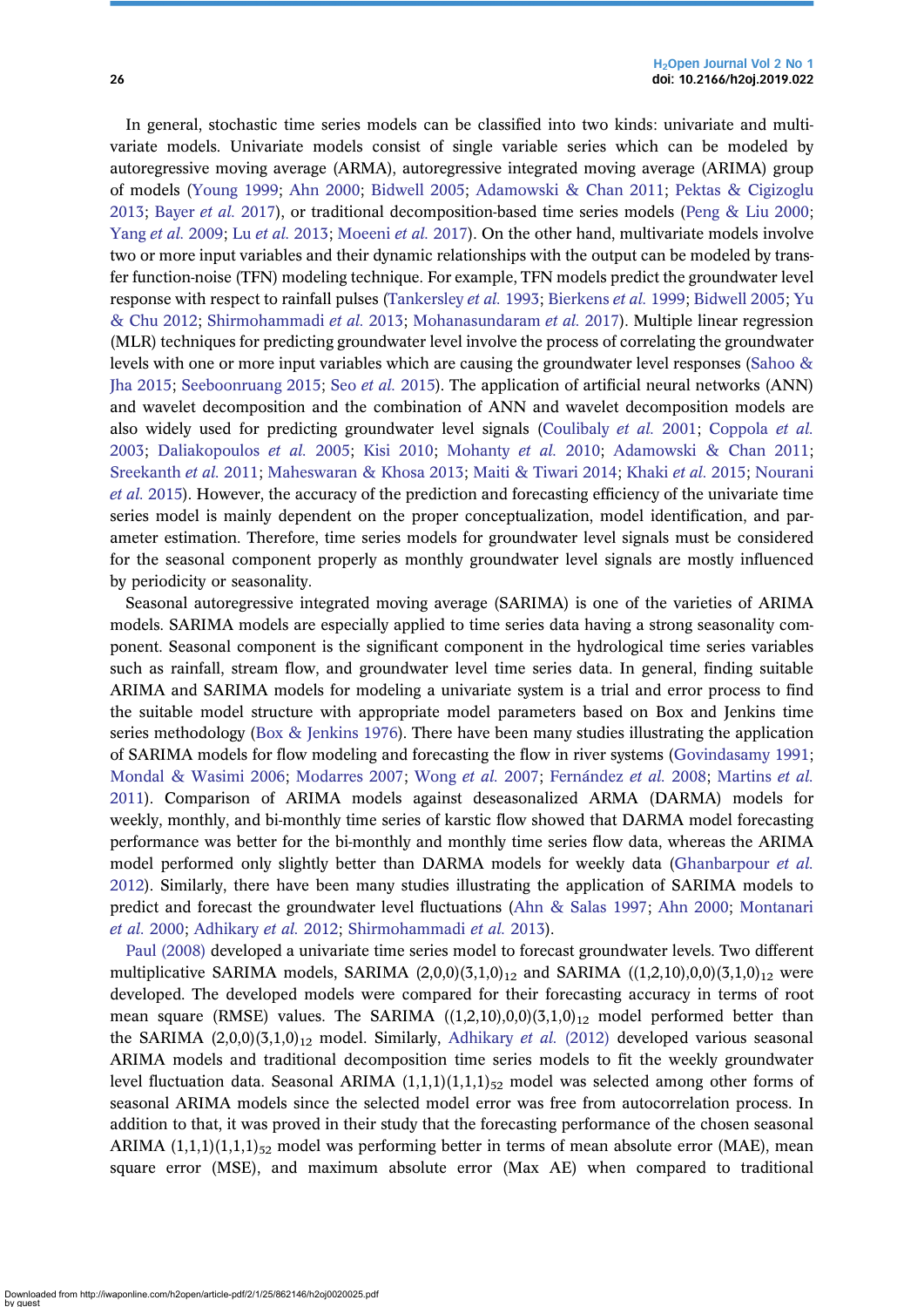In general, stochastic time series models can be classified into two kinds: univariate and multivariate models. Univariate models consist of single variable series which can be modeled by autoregressive moving average (ARMA), autoregressive integrated moving average (ARIMA) group of models (Young 1999; Ahn 2000; Bidwell 2005; Adamowski & Chan 2011; Pektas & Cigizoglu 2013; Bayer *et al.* 2017), or traditional decomposition-based time series models (Peng & Liu 2000; Yang *et al.* 2009; Lu *et al.* 2013; Moeeni *et al.* 2017). On the other hand, multivariate models involve two or more input variables and their dynamic relationships with the output can be modeled by transfer function-noise (TFN) modeling technique. For example, TFN models predict the groundwater level response with respect to rainfall pulses (Tankersley *et al.* 1993; Bierkens *et al.* 1999; Bidwell 2005; Yu & Chu 2012; Shirmohammadi *et al.* 2013; Mohanasundaram *et al.* 2017). Multiple linear regression (MLR) techniques for predicting groundwater level involve the process of correlating the groundwater levels with one or more input variables which are causing the groundwater level responses (Sahoo & Jha 2015; Seeboonruang 2015; Seo *et al.* 2015). The application of artificial neural networks (ANN) and wavelet decomposition and the combination of ANN and wavelet decomposition models are also widely used for predicting groundwater level signals (Coulibaly *et al.* 2001; Coppola *et al.* 2003; Daliakopoulos *et al.* 2005; Kisi 2010; Mohanty *et al.* 2010; Adamowski & Chan 2011; Sreekanth *et al.* 2011; Maheswaran & Khosa 2013; Maiti & Tiwari 2014; Khaki *et al.* 2015; Nourani *et al.* 2015). However, the accuracy of the prediction and forecasting efficiency of the univariate time series model is mainly dependent on the proper conceptualization, model identification, and parameter estimation. Therefore, time series models for groundwater level signals must be considered for the seasonal component properly as monthly groundwater level signals are mostly influenced by periodicity or seasonality.

Seasonal autoregressive integrated moving average (SARIMA) is one of the varieties of ARIMA models. SARIMA models are especially applied to time series data having a strong seasonality component. Seasonal component is the significant component in the hydrological time series variables such as rainfall, stream flow, and groundwater level time series data. In general, finding suitable ARIMA and SARIMA models for modeling a univariate system is a trial and error process to find the suitable model structure with appropriate model parameters based on Box and Jenkins time series methodology (Box & Jenkins 1976). There have been many studies illustrating the application of SARIMA models for flow modeling and forecasting the flow in river systems (Govindasamy 1991; Mondal & Wasimi 2006; Modarres 2007; Wong *et al.* 2007; Fernández *et al.* 2008; Martins *et al.* 2011). Comparison of ARIMA models against deseasonalized ARMA (DARMA) models for weekly, monthly, and bi-monthly time series of karstic flow showed that DARMA model forecasting performance was better for the bi-monthly and monthly time series flow data, whereas the ARIMA model performed only slightly better than DARMA models for weekly data (Ghanbarpour *et al.* 2012). Similarly, there have been many studies illustrating the application of SARIMA models to predict and forecast the groundwater level fluctuations (Ahn & Salas 1997; Ahn 2000; Montanari *et al.* 2000; Adhikary *et al.* 2012; Shirmohammadi *et al.* 2013).

Paul (2008) developed a univariate time series model to forecast groundwater levels. Two different multiplicative SARIMA models, SARIMA $(2,0,0)(3,1,0)_{12}$ and SARIMA $((1,2,10),0,0)(3,1,0)_{12}$ were developed. The developed models were compared for their forecasting accuracy in terms of root mean square (RMSE) values. The SARIMA $((1,2,10),0,0)(3,1,0)_{12}$ model performed better than the SARIMA $(2,0,0)(3,1,0)_{12}$ model. Similarly, Adhikary *et al.* (2012) developed various seasonal ARIMA models and traditional decomposition time series models to fit the weekly groundwater level fluctuation data. Seasonal ARIMA $(1,1,1)(1,1,1)_{52}$ model was selected among other forms of seasonal ARIMA models since the selected model error was free from autocorrelation process. In addition to that, it was proved in their study that the forecasting performance of the chosen seasonal ARIMA $(1,1,1)(1,1,1)_{52}$ model was performing better in terms of mean absolute error (MAE), mean square error (MSE), and maximum absolute error (Max AE) when compared to traditional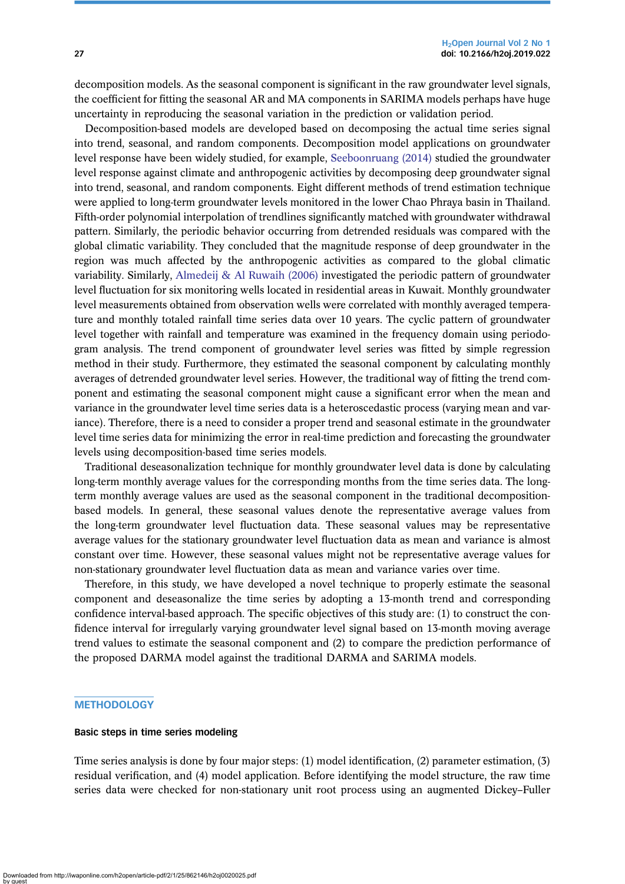decomposition models. As the seasonal component is significant in the raw groundwater level signals, the coefficient for fitting the seasonal AR and MA components in SARIMA models perhaps have huge uncertainty in reproducing the seasonal variation in the prediction or validation period.

Decomposition-based models are developed based on decomposing the actual time series signal into trend, seasonal, and random components. Decomposition model applications on groundwater level response have been widely studied, for example, Seeboonruang (2014) studied the groundwater level response against climate and anthropogenic activities by decomposing deep groundwater signal into trend, seasonal, and random components. Eight different methods of trend estimation technique were applied to long-term groundwater levels monitored in the lower Chao Phraya basin in Thailand. Fifth-order polynomial interpolation of trendlines significantly matched with groundwater withdrawal pattern. Similarly, the periodic behavior occurring from detrended residuals was compared with the global climatic variability. They concluded that the magnitude response of deep groundwater in the region was much affected by the anthropogenic activities as compared to the global climatic variability. Similarly, Almedeij & Al Ruwaih (2006) investigated the periodic pattern of groundwater level fluctuation for six monitoring wells located in residential areas in Kuwait. Monthly groundwater level measurements obtained from observation wells were correlated with monthly averaged temperature and monthly totaled rainfall time series data over 10 years. The cyclic pattern of groundwater level together with rainfall and temperature was examined in the frequency domain using periodogram analysis. The trend component of groundwater level series was fitted by simple regression method in their study. Furthermore, they estimated the seasonal component by calculating monthly averages of detrended groundwater level series. However, the traditional way of fitting the trend component and estimating the seasonal component might cause a significant error when the mean and variance in the groundwater level time series data is a heteroscedastic process (varying mean and variance). Therefore, there is a need to consider a proper trend and seasonal estimate in the groundwater level time series data for minimizing the error in real-time prediction and forecasting the groundwater levels using decomposition-based time series models.

Traditional deseasonalization technique for monthly groundwater level data is done by calculating long-term monthly average values for the corresponding months from the time series data. The long-term monthly average values are used as the seasonal component in the traditional decomposition-based models. In general, these seasonal values denote the representative average values from the long-term groundwater level fluctuation data. These seasonal values may be representative average values for the stationary groundwater level fluctuation data as mean and variance is almost constant over time. However, these seasonal values might not be representative average values for non-stationary groundwater level fluctuation data as mean and variance varies over time.

Therefore, in this study, we have developed a novel technique to properly estimate the seasonal component and deseasonalize the time series by adopting a 13-month trend and corresponding confidence interval-based approach. The specific objectives of this study are: (1) to construct the confidence interval for irregularly varying groundwater level signal based on 13-month moving average trend values to estimate the seasonal component and (2) to compare the prediction performance of the proposed DARMA model against the traditional DARMA and SARIMA models.

## METHODOLOGY

### Basic steps in time series modeling

Time series analysis is done by four major steps: (1) model identification, (2) parameter estimation, (3) residual verification, and (4) model application. Before identifying the model structure, the raw time series data were checked for non-stationary unit root process using an augmented Dickey–Fuller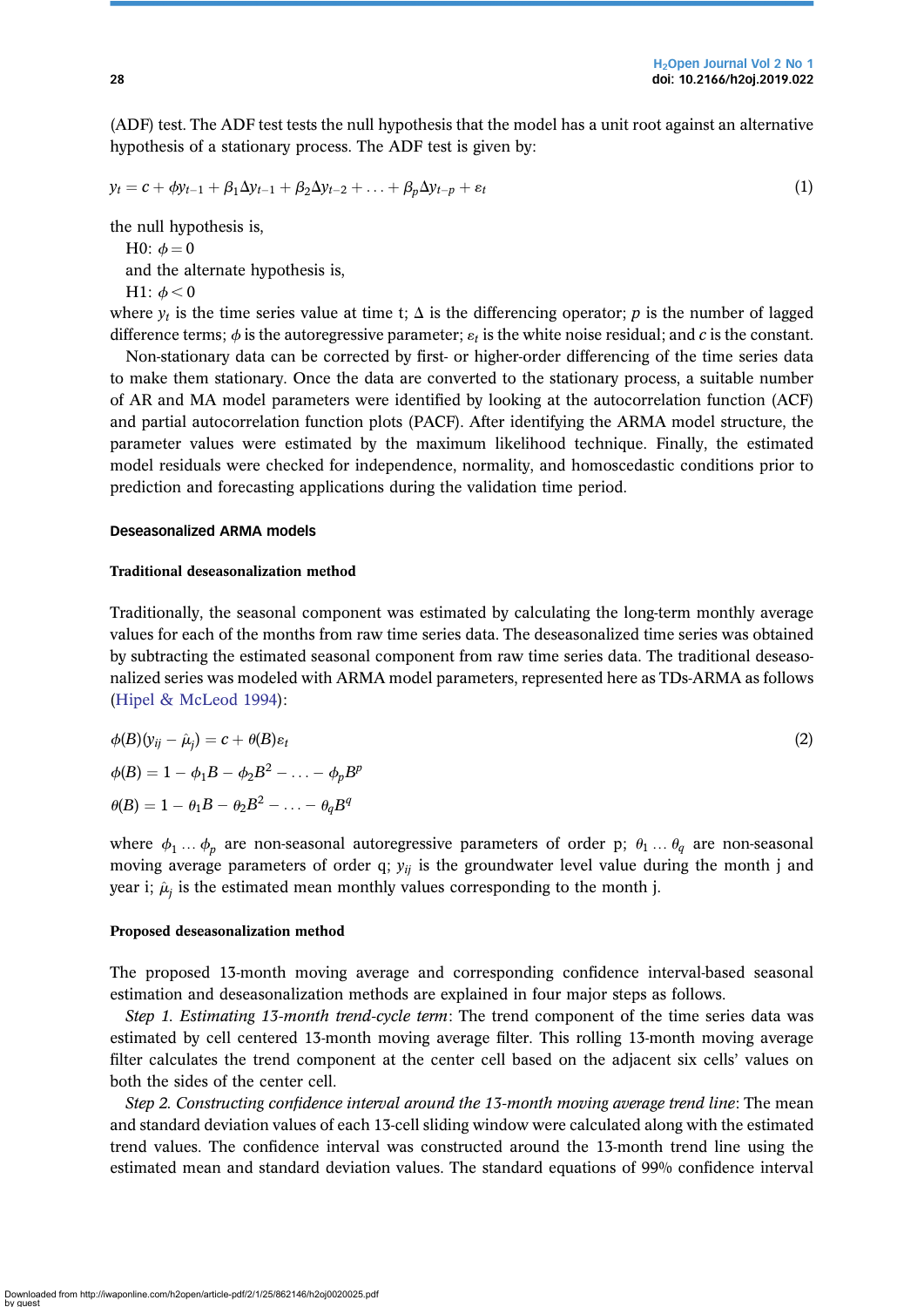(ADF) test. The ADF test tests the null hypothesis that the model has a unit root against an alternative hypothesis of a stationary process. The ADF test is given by:

$$y_t = c + \phi y_{t-1} + \beta_1 \Delta y_{t-1} + \beta_2 \Delta y_{t-2} + \ldots + \beta_p \Delta y_{t-p} + \varepsilon_t \tag{1}$$

the null hypothesis is,

H0: $\phi = 0$

and the alternate hypothesis is,

H1: $\phi < 0$

where $y_t$ is the time series value at time t; $\Delta$ is the differencing operator; $p$ is the number of lagged difference terms; $\phi$ is the autoregressive parameter; $\varepsilon_t$ is the white noise residual; and $c$ is the constant.

Non-stationary data can be corrected by first- or higher-order differencing of the time series data to make them stationary. Once the data are converted to the stationary process, a suitable number of AR and MA model parameters were identified by looking at the autocorrelation function (ACF) and partial autocorrelation function plots (PACF). After identifying the ARMA model structure, the parameter values were estimated by the maximum likelihood technique. Finally, the estimated model residuals were checked for independence, normality, and homoscedastic conditions prior to prediction and forecasting applications during the validation time period.

### Deseasonalized ARMA models

#### Traditional deseasonalization method

Traditionally, the seasonal component was estimated by calculating the long-term monthly average values for each of the months from raw time series data. The deseasonalized time series was obtained by subtracting the estimated seasonal component from raw time series data. The traditional deseasonalized series was modeled with ARMA model parameters, represented here as TDs-ARMA as follows (Hipel & McLeod 1994):

$$\phi(B)(y_{ij} - \hat{\mu}_j) = c + \theta(B)\varepsilon_t \tag{2}$$

$$\phi(B) = 1 - \phi_1 B - \phi_2 B^2 - \ldots - \phi_p B^p$$

$$\theta(B) = 1 - \theta_1 B - \theta_2 B^2 - \ldots - \theta_q B^q$$

where $\phi_1 \ldots \phi_p$ are non-seasonal autoregressive parameters of order p; $\theta_1 \ldots \theta_q$ are non-seasonal moving average parameters of order q; $y_{ij}$ is the groundwater level value during the month j and year i; $\hat{\mu}_j$ is the estimated mean monthly values corresponding to the month j.

#### Proposed deseasonalization method

The proposed 13-month moving average and corresponding confidence interval-based seasonal estimation and deseasonalization methods are explained in four major steps as follows.

*Step 1. Estimating 13-month trend-cycle term*: The trend component of the time series data was estimated by cell centered 13-month moving average filter. This rolling 13-month moving average filter calculates the trend component at the center cell based on the adjacent six cells' values on both the sides of the center cell.

*Step 2. Constructing confidence interval around the 13-month moving average trend line*: The mean and standard deviation values of each 13-cell sliding window were calculated along with the estimated trend values. The confidence interval was constructed around the 13-month trend line using the estimated mean and standard deviation values. The standard equations of 99% confidence interval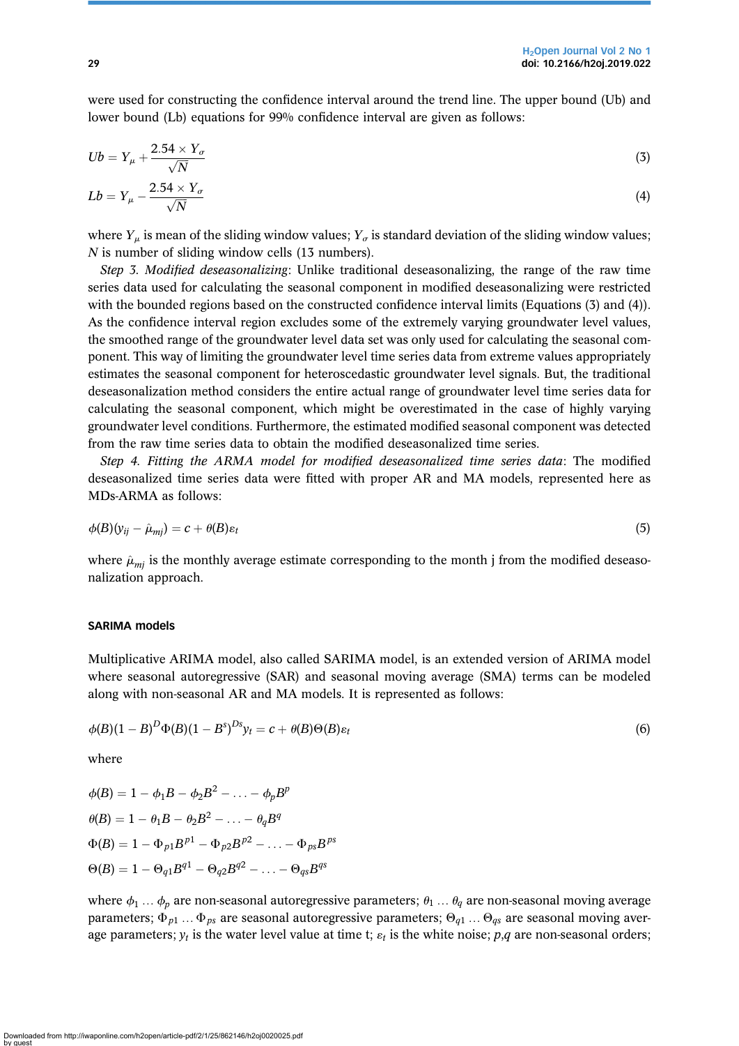were used for constructing the confidence interval around the trend line. The upper bound (Ub) and lower bound (Lb) equations for 99% confidence interval are given as follows:

$$Ub = Y_{\mu} + \frac{2.54 \times Y_{\sigma}}{\sqrt{N}} \tag{3}$$

$$Lb = Y_{\mu} - \frac{2.54 \times Y_{\sigma}}{\sqrt{N}} \tag{4}$$

where $Y_{\mu}$ is mean of the sliding window values; $Y_{\sigma}$ is standard deviation of the sliding window values; $N$ is number of sliding window cells (13 numbers).

*Step 3. Modified deseasonalizing*: Unlike traditional deseasonalizing, the range of the raw time series data used for calculating the seasonal component in modified deseasonalizing were restricted with the bounded regions based on the constructed confidence interval limits (Equations (3) and (4)). As the confidence interval region excludes some of the extremely varying groundwater level values, the smoothed range of the groundwater level data set was only used for calculating the seasonal component. This way of limiting the groundwater level time series data from extreme values appropriately estimates the seasonal component for heteroscedastic groundwater level signals. But, the traditional deseasonalization method considers the entire actual range of groundwater level time series data for calculating the seasonal component, which might be overestimated in the case of highly varying groundwater level conditions. Furthermore, the estimated modified seasonal component was detected from the raw time series data to obtain the modified deseasonalized time series.

*Step 4. Fitting the ARMA model for modified deseasonalized time series data*: The modified deseasonalized time series data were fitted with proper AR and MA models, represented here as MDs-ARMA as follows:

$$\phi(B)(y_{ij} - \hat{\mu}_{mj}) = c + \theta(B)\varepsilon_t \tag{5}$$

where $\hat{\mu}_{mj}$ is the monthly average estimate corresponding to the month j from the modified deseasonalization approach.

### SARIMA models

Multiplicative ARIMA model, also called SARIMA model, is an extended version of ARIMA model where seasonal autoregressive (SAR) and seasonal moving average (SMA) terms can be modeled along with non-seasonal AR and MA models. It is represented as follows:

$$\phi(B)(1-B)^{D}\Phi(B)(1-B^{s})^{Ds}y_t = c + \theta(B)\Theta(B)\varepsilon_t \tag{6}$$

where

$$\phi(B) = 1 - \phi_1 B - \phi_2 B^2 - \ldots - \phi_p B^p$$

$$\theta(B) = 1 - \theta_1 B - \theta_2 B^2 - \ldots - \theta_q B^q$$

$$\Phi(B) = 1 - \Phi_{p1} B^{p1} - \Phi_{p2} B^{p2} - \ldots - \Phi_{ps} B^{ps}$$

$$\Theta(B) = 1 - \Theta_{q1} B^{q1} - \Theta_{q2} B^{q2} - \ldots - \Theta_{qs} B^{qs}$$

where $\phi_1 \ldots \phi_p$ are non-seasonal autoregressive parameters; $\theta_1 \ldots \theta_q$ are non-seasonal moving average parameters; $\Phi_{p1} \ldots \Phi_{ps}$ are seasonal autoregressive parameters; $\Theta_{q1} \ldots \Theta_{qs}$ are seasonal moving average parameters; $y_t$ is the water level value at time t; $\varepsilon_t$ is the white noise; $p$,$q$ are non-seasonal orders;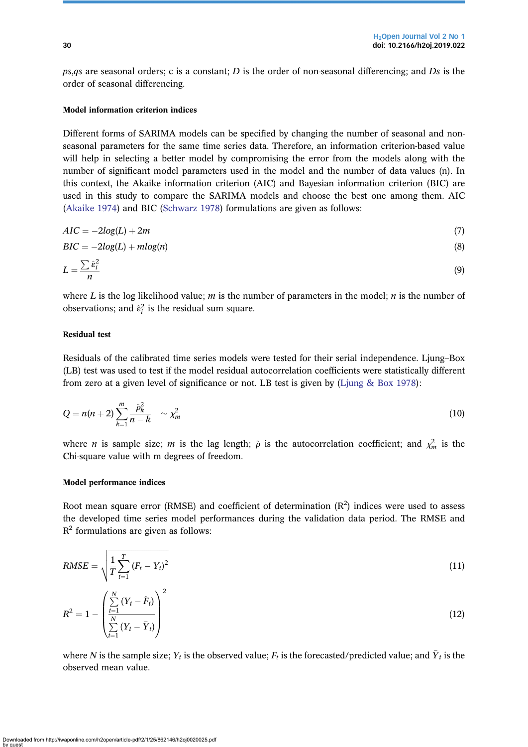*ps,qs* are seasonal orders; c is a constant; *D* is the order of non-seasonal differencing; and *Ds* is the order of seasonal differencing.

**Model information criterion indices**

Different forms of SARIMA models can be specified by changing the number of seasonal and non-seasonal parameters for the same time series data. Therefore, an information criterion-based value will help in selecting a better model by compromising the error from the models along with the number of significant model parameters used in the model and the number of data values (n). In this context, the Akaike information criterion (AIC) and Bayesian information criterion (BIC) are used in this study to compare the SARIMA models and choose the best one among them. AIC (Akaike 1974) and BIC (Schwarz 1978) formulations are given as follows:

$$AIC = -2log(L) + 2m \tag{7}$$

$$BIC = -2log(L) + mlog(n) \tag{8}$$

$$L = \frac{\sum \hat{\varepsilon}_i^2}{n} \tag{9}$$

where $L$ is the log likelihood value; $m$ is the number of parameters in the model; $n$ is the number of observations; and $\hat{\varepsilon}_i^2$ is the residual sum square.

**Residual test**

Residuals of the calibrated time series models were tested for their serial independence. Ljung–Box (LB) test was used to test if the model residual autocorrelation coefficients were statistically different from zero at a given level of significance or not. LB test is given by (Ljung & Box 1978):

$$Q = n(n+2)\sum_{k=1}^{m} \frac{\hat{\rho}_k^2}{n-k} \quad \sim \chi_m^2 \tag{10}$$

where $n$ is sample size; $m$ is the lag length; $\hat{\rho}$ is the autocorrelation coefficient; and $\chi_m^2$ is the Chi-square value with m degrees of freedom.

**Model performance indices**

Root mean square error (RMSE) and coefficient of determination ($R^2$) indices were used to assess the developed time series model performances during the validation data period. The RMSE and $R^2$ formulations are given as follows:

$$RMSE = \sqrt{\frac{1}{T}\sum_{t=1}^{T}(F_t - Y_t)^2} \tag{11}$$

$$R^2 = 1 - \left( \frac{\sum_{t=1}^{N}(Y_t - \hat{F}_t)}{\sum_{t=1}^{N}(Y_t - \bar{Y}_t)} \right)^2 \tag{12}$$

where $N$ is the sample size; $Y_t$ is the observed value; $F_t$ is the forecasted/predicted value; and $\bar{Y}_t$ is the observed mean value.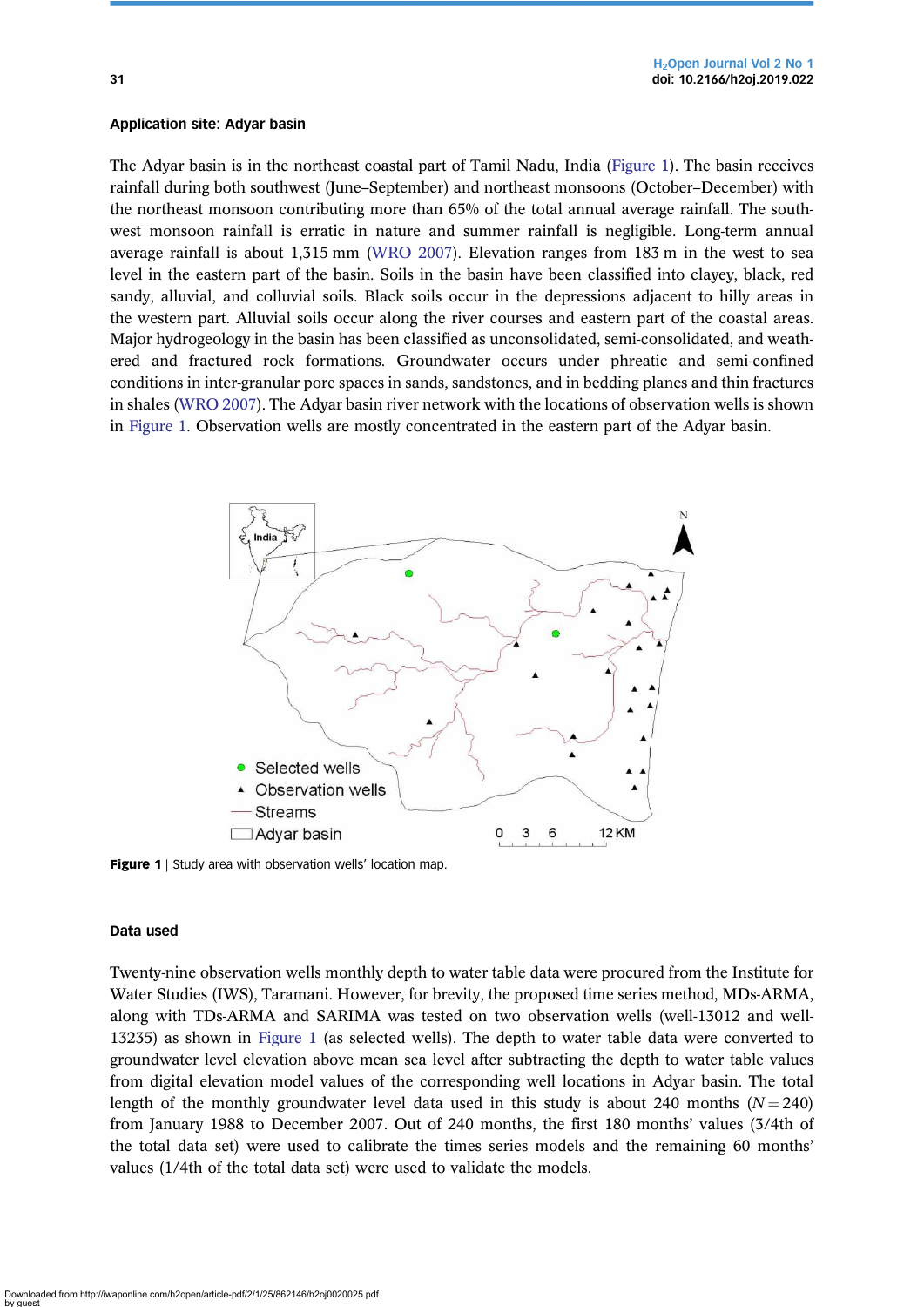### Application site: Adyar basin

The Adyar basin is in the northeast coastal part of Tamil Nadu, India (Figure 1). The basin receives rainfall during both southwest (June–September) and northeast monsoons (October–December) with the northeast monsoon contributing more than 65% of the total annual average rainfall. The southwest monsoon rainfall is erratic in nature and summer rainfall is negligible. Long-term annual average rainfall is about 1,315 mm (WRO 2007). Elevation ranges from 183 m in the west to sea level in the eastern part of the basin. Soils in the basin have been classified into clayey, black, red sandy, alluvial, and colluvial soils. Black soils occur in the depressions adjacent to hilly areas in the western part. Alluvial soils occur along the river courses and eastern part of the coastal areas. Major hydrogeology in the basin has been classified as unconsolidated, semi-consolidated, and weathered and fractured rock formations. Groundwater occurs under phreatic and semi-confined conditions in inter-granular pore spaces in sands, sandstones, and in bedding planes and thin fractures in shales (WRO 2007). The Adyar basin river network with the locations of observation wells is shown in Figure 1. Observation wells are mostly concentrated in the eastern part of the Adyar basin.

**Figure 1** | Study area with observation wells' location map.

### Data used

Twenty-nine observation wells monthly depth to water table data were procured from the Institute for Water Studies (IWS), Taramani. However, for brevity, the proposed time series method, MDs-ARMA, along with TDs-ARMA and SARIMA was tested on two observation wells (well-13012 and well-13235) as shown in Figure 1 (as selected wells). The depth to water table data were converted to groundwater level elevation above mean sea level after subtracting the depth to water table values from digital elevation model values of the corresponding well locations in Adyar basin. The total length of the monthly groundwater level data used in this study is about 240 months ($N = 240$) from January 1988 to December 2007. Out of 240 months, the first 180 months' values (3/4th of the total data set) were used to calibrate the times series models and the remaining 60 months' values (1/4th of the total data set) were used to validate the models.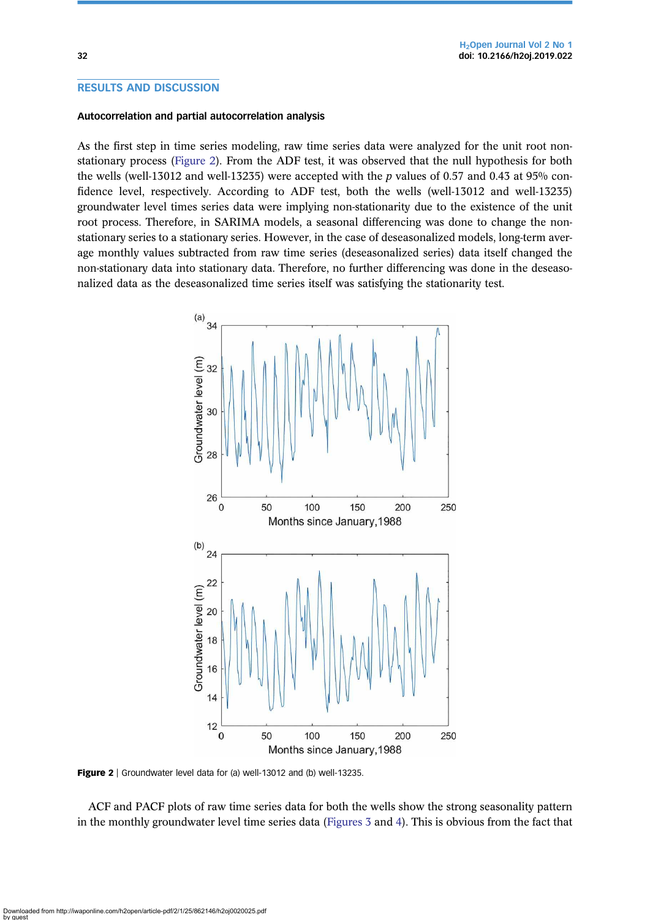## RESULTS AND DISCUSSION

### Autocorrelation and partial autocorrelation analysis

As the first step in time series modeling, raw time series data were analyzed for the unit root non-stationary process (Figure 2). From the ADF test, it was observed that the null hypothesis for both the wells (well-13012 and well-13235) were accepted with the $p$ values of 0.57 and 0.43 at 95% confidence level, respectively. According to ADF test, both the wells (well-13012 and well-13235) groundwater level times series data were implying non-stationarity due to the existence of the unit root process. Therefore, in SARIMA models, a seasonal differencing was done to change the non-stationary series to a stationary series. However, in the case of deseasonalized models, long-term average monthly values subtracted from raw time series (deseasonalized series) data itself changed the non-stationary data into stationary data. Therefore, no further differencing was done in the deseasonalized data as the deseasonalized time series itself was satisfying the stationarity test.

**Figure 2** | Groundwater level data for (a) well-13012 and (b) well-13235.

ACF and PACF plots of raw time series data for both the wells show the strong seasonality pattern in the monthly groundwater level time series data (Figures 3 and 4). This is obvious from the fact that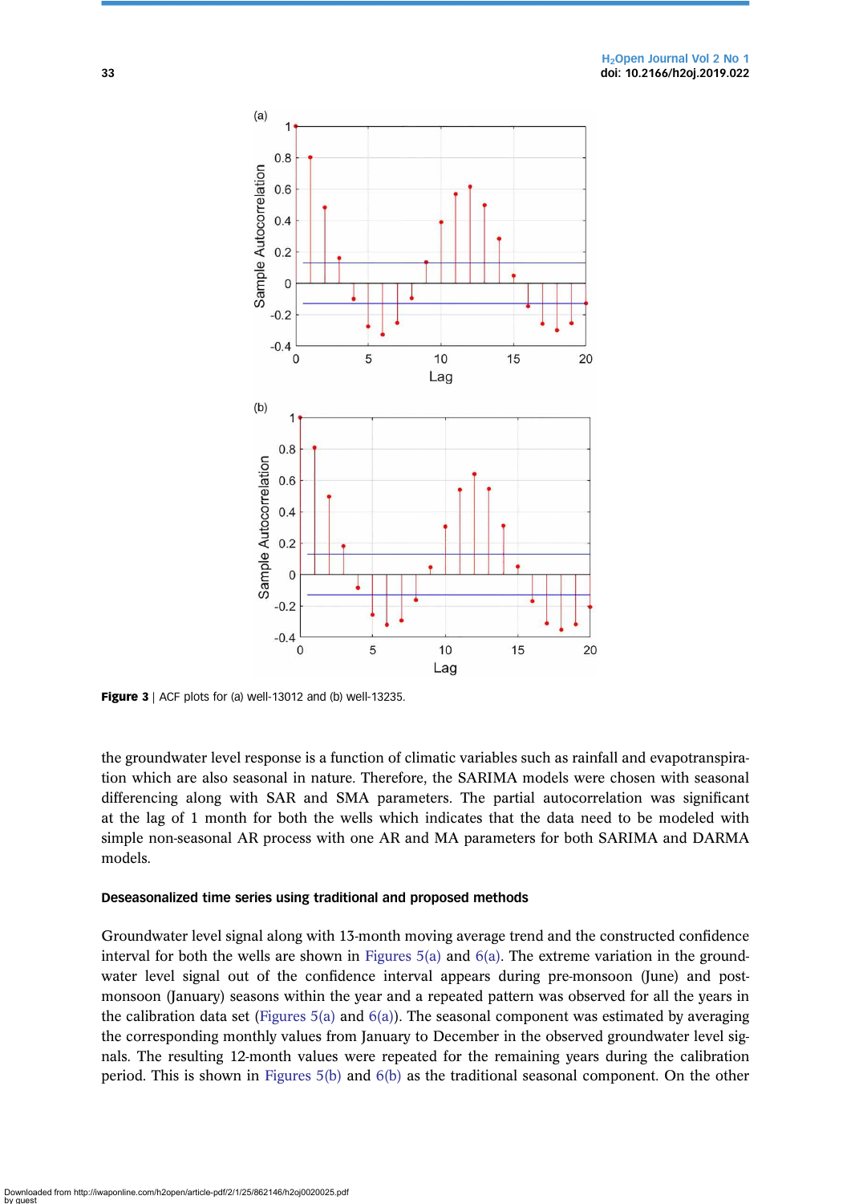**Figure 3** | ACF plots for (a) well-13012 and (b) well-13235.

the groundwater level response is a function of climatic variables such as rainfall and evapotranspiration which are also seasonal in nature. Therefore, the SARIMA models were chosen with seasonal differencing along with SAR and SMA parameters. The partial autocorrelation was significant at the lag of 1 month for both the wells which indicates that the data need to be modeled with simple non-seasonal AR process with one AR and MA parameters for both SARIMA and DARMA models.

#### Deseasonalized time series using traditional and proposed methods

Groundwater level signal along with 13-month moving average trend and the constructed confidence interval for both the wells are shown in Figures 5(a) and 6(a). The extreme variation in the groundwater level signal out of the confidence interval appears during pre-monsoon (June) and post-monsoon (January) seasons within the year and a repeated pattern was observed for all the years in the calibration data set (Figures 5(a) and 6(a)). The seasonal component was estimated by averaging the corresponding monthly values from January to December in the observed groundwater level signals. The resulting 12-month values were repeated for the remaining years during the calibration period. This is shown in Figures 5(b) and 6(b) as the traditional seasonal component. On the other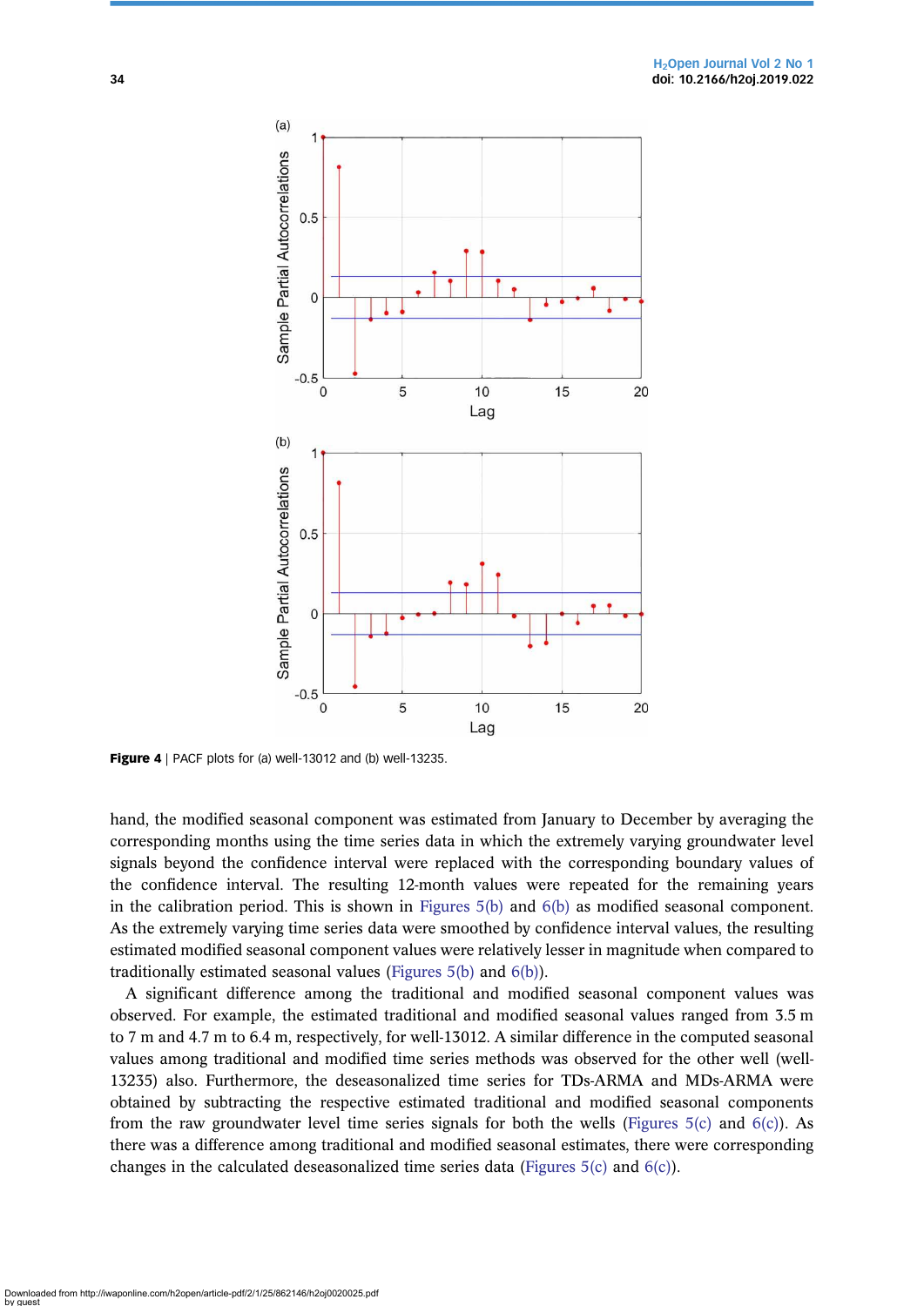**Figure 4** | PACF plots for (a) well-13012 and (b) well-13235.

hand, the modified seasonal component was estimated from January to December by averaging the corresponding months using the time series data in which the extremely varying groundwater level signals beyond the confidence interval were replaced with the corresponding boundary values of the confidence interval. The resulting 12-month values were repeated for the remaining years in the calibration period. This is shown in Figures 5(b) and 6(b) as modified seasonal component. As the extremely varying time series data were smoothed by confidence interval values, the resulting estimated modified seasonal component values were relatively lesser in magnitude when compared to traditionally estimated seasonal values (Figures 5(b) and 6(b)).

A significant difference among the traditional and modified seasonal component values was observed. For example, the estimated traditional and modified seasonal values ranged from 3.5 m to 7 m and 4.7 m to 6.4 m, respectively, for well-13012. A similar difference in the computed seasonal values among traditional and modified time series methods was observed for the other well (well-13235) also. Furthermore, the deseasonalized time series for TDs-ARMA and MDs-ARMA were obtained by subtracting the respective estimated traditional and modified seasonal components from the raw groundwater level time series signals for both the wells (Figures 5(c) and 6(c)). As there was a difference among traditional and modified seasonal estimates, there were corresponding changes in the calculated deseasonalized time series data (Figures 5(c) and 6(c)).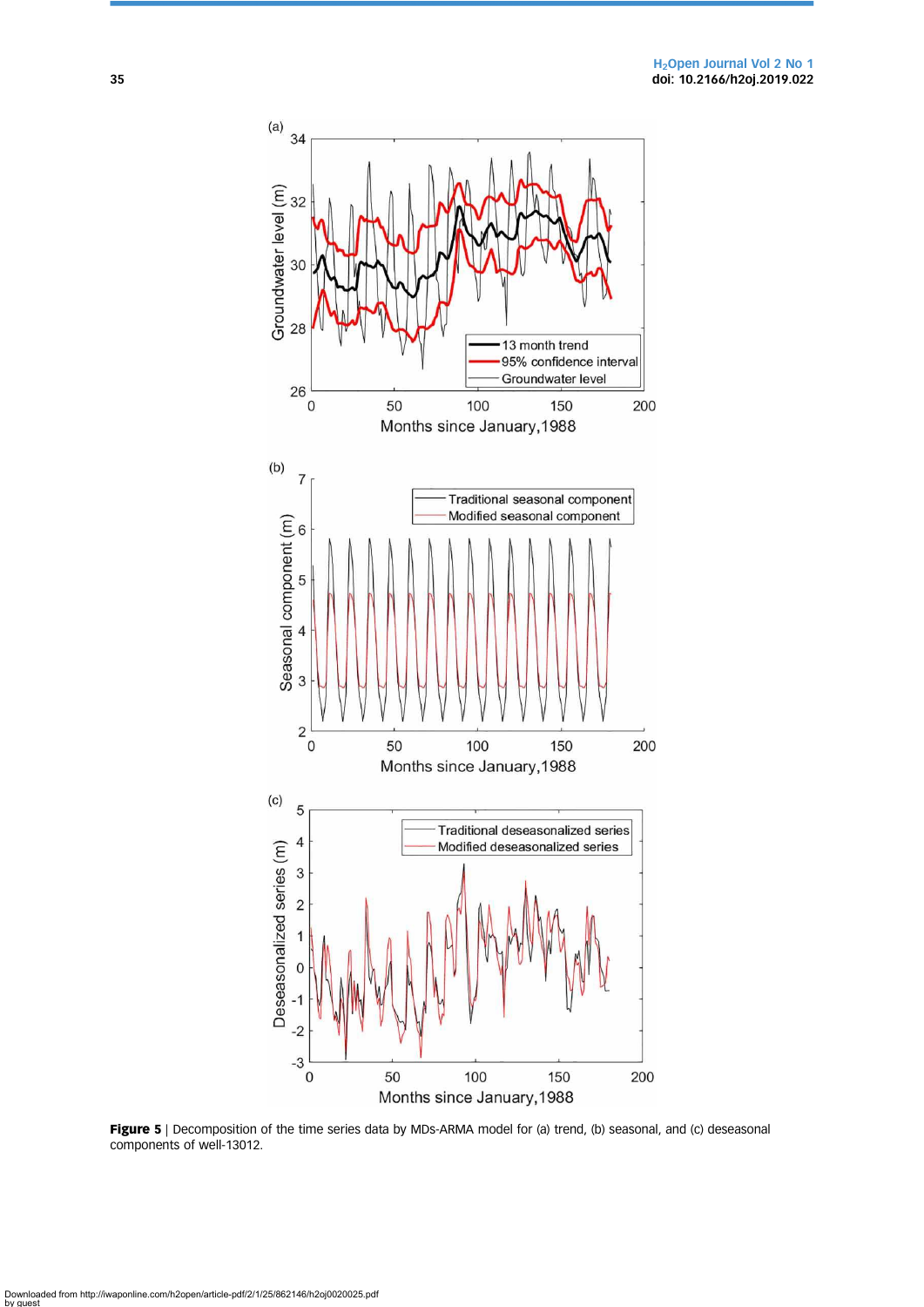**Figure 5** | Decomposition of the time series data by MDs-ARMA model for (a) trend, (b) seasonal, and (c) deseasonal components of well-13012.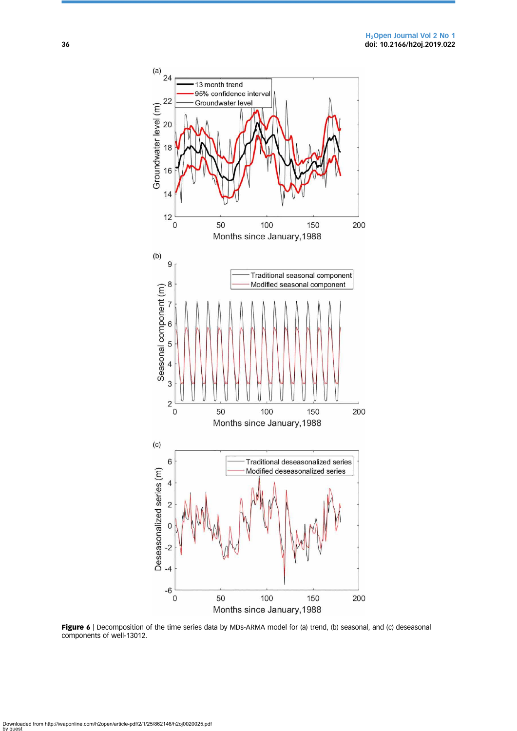**Figure 6** | Decomposition of the time series data by MDs-ARMA model for (a) trend, (b) seasonal, and (c) deseasonal components of well-13012.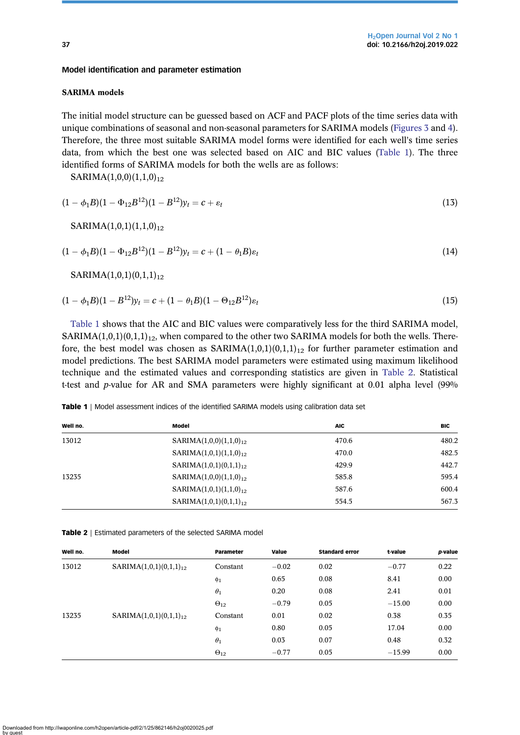### Model identification and parameter estimation

#### SARIMA models

The initial model structure can be guessed based on ACF and PACF plots of the time series data with unique combinations of seasonal and non-seasonal parameters for SARIMA models (Figures 3 and 4). Therefore, the three most suitable SARIMA model forms were identified for each well's time series data, from which the best one was selected based on AIC and BIC values (Table 1). The three identified forms of SARIMA models for both the wells are as follows:

$\text{SARIMA}(1,0,0)(1,1,0)_{12}$

$$(1-\phi_1 B)(1-\Phi_{12}B^{12})(1-B^{12})y_t = c + \varepsilon_t \tag{13}$$

$\text{SARIMA}(1,0,1)(1,1,0)_{12}$

$$(1-\phi_1 B)(1-\Phi_{12}B^{12})(1-B^{12})y_t = c + (1-\theta_1 B)\varepsilon_t \tag{14}$$

$\text{SARIMA}(1,0,1)(0,1,1)_{12}$

$$(1-\phi_1 B)(1-B^{12})y_t = c + (1-\theta_1 B)(1-\Theta_{12}B^{12})\varepsilon_t \tag{15}$$

Table 1 shows that the AIC and BIC values were comparatively less for the third SARIMA model, $\text{SARIMA}(1,0,1)(0,1,1)_{12}$, when compared to the other two SARIMA models for both the wells. Therefore, the best model was chosen as $\text{SARIMA}(1,0,1)(0,1,1)_{12}$ for further parameter estimation and model predictions. The best SARIMA model parameters were estimated using maximum likelihood technique and the estimated values and corresponding statistics are given in Table 2. Statistical t-test and $p$-value for AR and SMA parameters were highly significant at 0.01 alpha level (99%

**Table 1** | Model assessment indices of the identified SARIMA models using calibration data set

| Well no. | Model | AIC | BIC |
|---|---|---|---|
| 13012 | $\text{SARIMA}(1,0,0)(1,1,0)_{12}$ | 470.6 | 480.2 |
| | $\text{SARIMA}(1,0,1)(1,1,0)_{12}$ | 470.0 | 482.5 |
| | $\text{SARIMA}(1,0,1)(0,1,1)_{12}$ | 429.9 | 442.7 |
| 13235 | $\text{SARIMA}(1,0,0)(1,1,0)_{12}$ | 585.8 | 595.4 |
| | $\text{SARIMA}(1,0,1)(1,1,0)_{12}$ | 587.6 | 600.4 |
| | $\text{SARIMA}(1,0,1)(0,1,1)_{12}$ | 554.5 | 567.3 |

**Table 2** | Estimated parameters of the selected SARIMA model

| Well no. | Model | Parameter | Value | Standard error | t-value | $p$-value |
|---|---|---|---|---|---|---|
| 13012 | $\text{SARIMA}(1,0,1)(0,1,1)_{12}$ | Constant | −0.02 | 0.02 | −0.77 | 0.22 |
| | | $\phi_1$ | 0.65 | 0.08 | 8.41 | 0.00 |
| | | $\theta_1$ | 0.20 | 0.08 | 2.41 | 0.01 |
| | | $\Theta_{12}$ | −0.79 | 0.05 | −15.00 | 0.00 |
| 13235 | $\text{SARIMA}(1,0,1)(0,1,1)_{12}$ | Constant | 0.01 | 0.02 | 0.38 | 0.35 |
| | | $\phi_1$ | 0.80 | 0.05 | 17.04 | 0.00 |
| | | $\theta_1$ | 0.03 | 0.07 | 0.48 | 0.32 |
| | | $\Theta_{12}$ | −0.77 | 0.05 | −15.99 | 0.00 |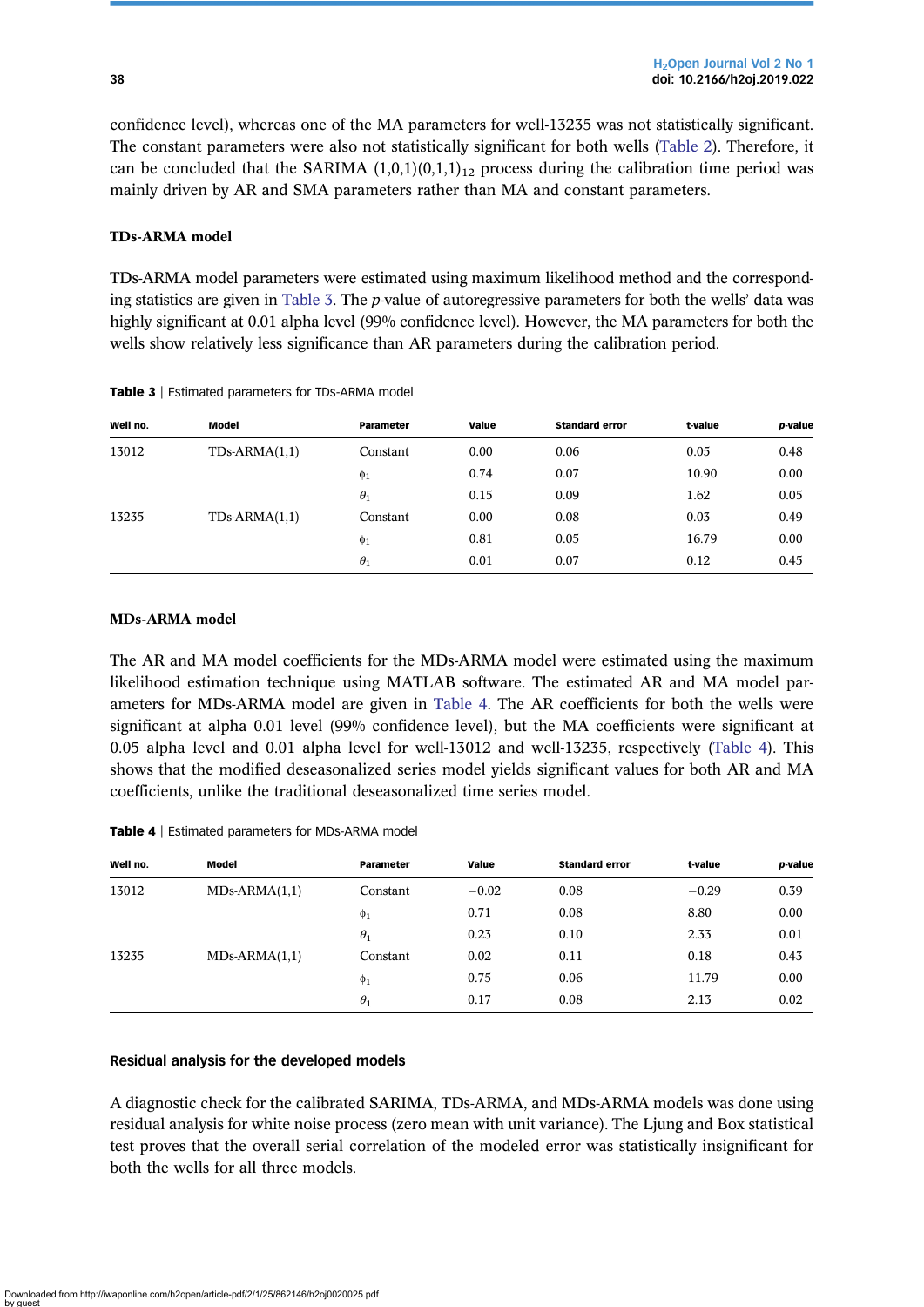confidence level), whereas one of the MA parameters for well-13235 was not statistically significant. The constant parameters were also not statistically significant for both wells (Table 2). Therefore, it can be concluded that the SARIMA $(1,0,1)(0,1,1)_{12}$ process during the calibration time period was mainly driven by AR and SMA parameters rather than MA and constant parameters.

### TDs-ARMA model

TDs-ARMA model parameters were estimated using maximum likelihood method and the corresponding statistics are given in Table 3. The *p*-value of autoregressive parameters for both the wells' data was highly significant at 0.01 alpha level (99% confidence level). However, the MA parameters for both the wells show relatively less significance than AR parameters during the calibration period.

**Table 3** | Estimated parameters for TDs-ARMA model

| Well no. | Model | Parameter | Value | Standard error | t-value | *p*-value |
|---|---|---|---|---|---|---|
| 13012 | TDs-ARMA(1,1) | Constant | 0.00 | 0.06 | 0.05 | 0.48 |
| | | $\phi_1$ | 0.74 | 0.07 | 10.90 | 0.00 |
| | | $\theta_1$ | 0.15 | 0.09 | 1.62 | 0.05 |
| 13235 | TDs-ARMA(1,1) | Constant | 0.00 | 0.08 | 0.03 | 0.49 |
| | | $\phi_1$ | 0.81 | 0.05 | 16.79 | 0.00 |
| | | $\theta_1$ | 0.01 | 0.07 | 0.12 | 0.45 |

### MDs-ARMA model

The AR and MA model coefficients for the MDs-ARMA model were estimated using the maximum likelihood estimation technique using MATLAB software. The estimated AR and MA model parameters for MDs-ARMA model are given in Table 4. The AR coefficients for both the wells were significant at alpha 0.01 level (99% confidence level), but the MA coefficients were significant at 0.05 alpha level and 0.01 alpha level for well-13012 and well-13235, respectively (Table 4). This shows that the modified deseasonalized series model yields significant values for both AR and MA coefficients, unlike the traditional deseasonalized time series model.

**Table 4** | Estimated parameters for MDs-ARMA model

| Well no. | Model | Parameter | Value | Standard error | t-value | *p*-value |
|---|---|---|---|---|---|---|
| 13012 | MDs-ARMA(1,1) | Constant | −0.02 | 0.08 | −0.29 | 0.39 |
| | | $\phi_1$ | 0.71 | 0.08 | 8.80 | 0.00 |
| | | $\theta_1$ | 0.23 | 0.10 | 2.33 | 0.01 |
| 13235 | MDs-ARMA(1,1) | Constant | 0.02 | 0.11 | 0.18 | 0.43 |
| | | $\phi_1$ | 0.75 | 0.06 | 11.79 | 0.00 |
| | | $\theta_1$ | 0.17 | 0.08 | 2.13 | 0.02 |

### Residual analysis for the developed models

A diagnostic check for the calibrated SARIMA, TDs-ARMA, and MDs-ARMA models was done using residual analysis for white noise process (zero mean with unit variance). The Ljung and Box statistical test proves that the overall serial correlation of the modeled error was statistically insignificant for both the wells for all three models.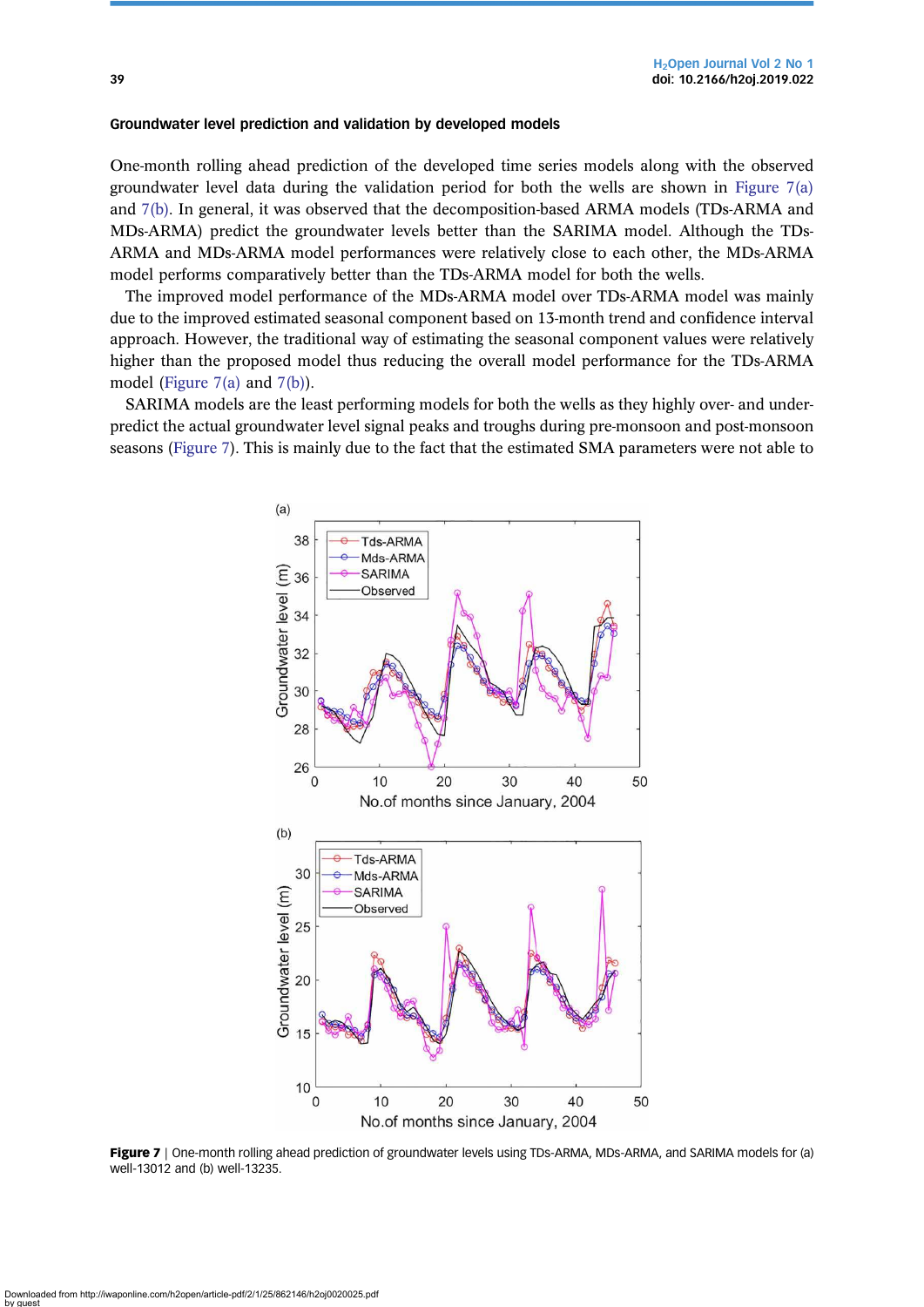### Groundwater level prediction and validation by developed models

One-month rolling ahead prediction of the developed time series models along with the observed groundwater level data during the validation period for both the wells are shown in Figure 7(a) and 7(b). In general, it was observed that the decomposition-based ARMA models (TDs-ARMA and MDs-ARMA) predict the groundwater levels better than the SARIMA model. Although the TDs-ARMA and MDs-ARMA model performances were relatively close to each other, the MDs-ARMA model performs comparatively better than the TDs-ARMA model for both the wells.

The improved model performance of the MDs-ARMA model over TDs-ARMA model was mainly due to the improved estimated seasonal component based on 13-month trend and confidence interval approach. However, the traditional way of estimating the seasonal component values were relatively higher than the proposed model thus reducing the overall model performance for the TDs-ARMA model (Figure 7(a) and 7(b)).

SARIMA models are the least performing models for both the wells as they highly over- and under-predict the actual groundwater level signal peaks and troughs during pre-monsoon and post-monsoon seasons (Figure 7). This is mainly due to the fact that the estimated SMA parameters were not able to

**Figure 7** | One-month rolling ahead prediction of groundwater levels using TDs-ARMA, MDs-ARMA, and SARIMA models for (a) well-13012 and (b) well-13235.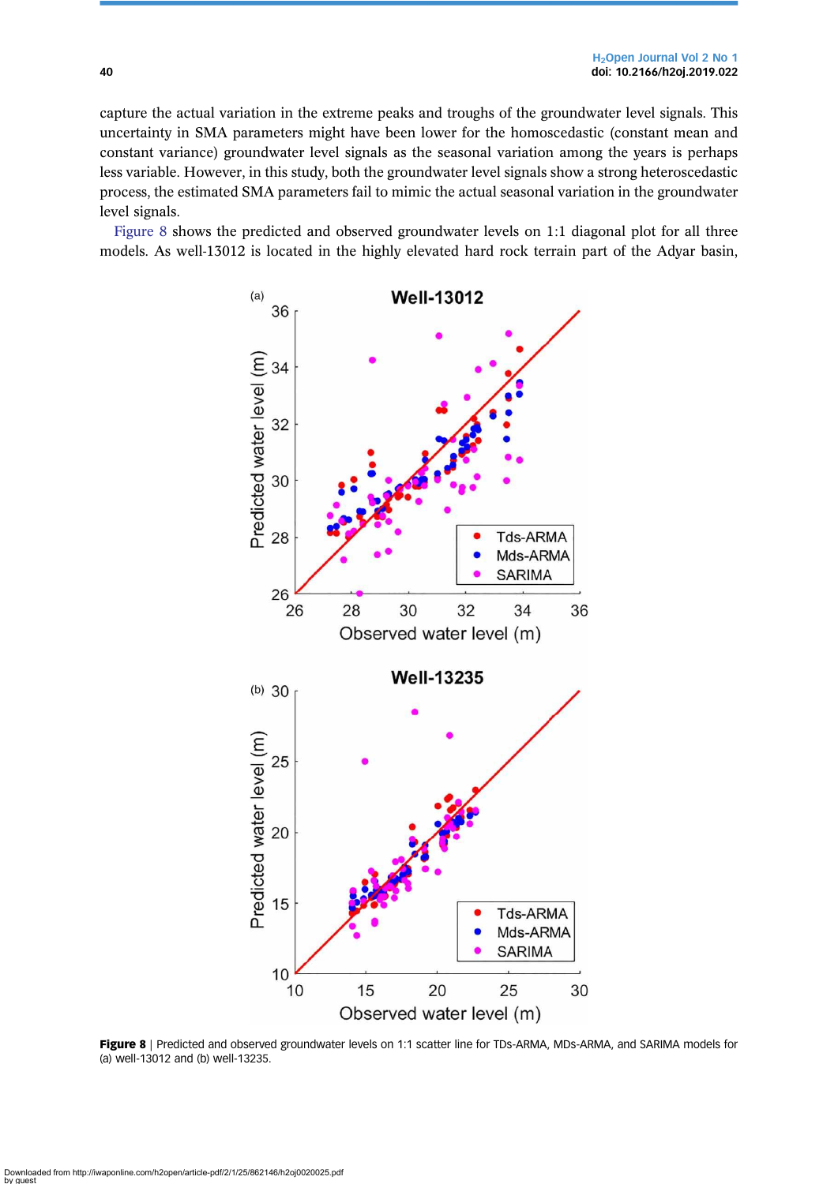capture the actual variation in the extreme peaks and troughs of the groundwater level signals. This uncertainty in SMA parameters might have been lower for the homoscedastic (constant mean and constant variance) groundwater level signals as the seasonal variation among the years is perhaps less variable. However, in this study, both the groundwater level signals show a strong heteroscedastic process, the estimated SMA parameters fail to mimic the actual seasonal variation in the groundwater level signals.

Figure 8 shows the predicted and observed groundwater levels on 1:1 diagonal plot for all three models. As well-13012 is located in the highly elevated hard rock terrain part of the Adyar basin,

**Figure 8** | Predicted and observed groundwater levels on 1:1 scatter line for TDs-ARMA, MDs-ARMA, and SARIMA models for (a) well-13012 and (b) well-13235.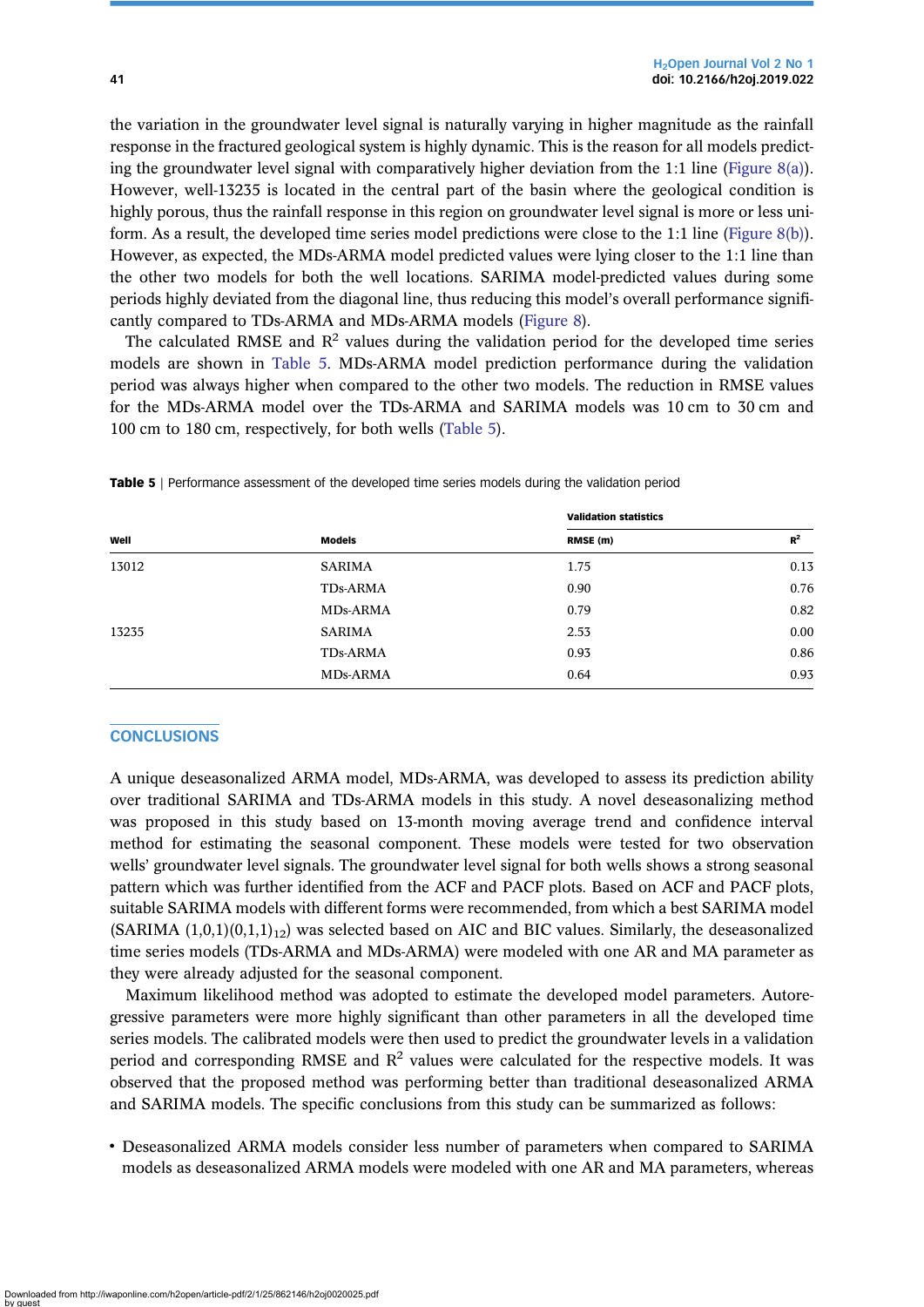the variation in the groundwater level signal is naturally varying in higher magnitude as the rainfall response in the fractured geological system is highly dynamic. This is the reason for all models predicting the groundwater level signal with comparatively higher deviation from the 1:1 line (Figure 8(a)). However, well-13235 is located in the central part of the basin where the geological condition is highly porous, thus the rainfall response in this region on groundwater level signal is more or less uniform. As a result, the developed time series model predictions were close to the 1:1 line (Figure 8(b)). However, as expected, the MDs-ARMA model predicted values were lying closer to the 1:1 line than the other two models for both the well locations. SARIMA model-predicted values during some periods highly deviated from the diagonal line, thus reducing this model's overall performance significantly compared to TDs-ARMA and MDs-ARMA models (Figure 8).

The calculated RMSE and $R^2$ values during the validation period for the developed time series models are shown in Table 5. MDs-ARMA model prediction performance during the validation period was always higher when compared to the other two models. The reduction in RMSE values for the MDs-ARMA model over the TDs-ARMA and SARIMA models was 10 cm to 30 cm and 100 cm to 180 cm, respectively, for both wells (Table 5).

**Table 5** | Performance assessment of the developed time series models during the validation period

| | | Validation statistics | |
|---|---|---|---|
| **Well** | **Models** | **RMSE (m)** | **$R^2$** |
| 13012 | SARIMA | 1.75 | 0.13 |
| | TDs-ARMA | 0.90 | 0.76 |
| | MDs-ARMA | 0.79 | 0.82 |
| 13235 | SARIMA | 2.53 | 0.00 |
| | TDs-ARMA | 0.93 | 0.86 |
| | MDs-ARMA | 0.64 | 0.93 |

## CONCLUSIONS

A unique deseasonalized ARMA model, MDs-ARMA, was developed to assess its prediction ability over traditional SARIMA and TDs-ARMA models in this study. A novel deseasonalizing method was proposed in this study based on 13-month moving average trend and confidence interval method for estimating the seasonal component. These models were tested for two observation wells' groundwater level signals. The groundwater level signal for both wells shows a strong seasonal pattern which was further identified from the ACF and PACF plots. Based on ACF and PACF plots, suitable SARIMA models with different forms were recommended, from which a best SARIMA model (SARIMA $(1,0,1)(0,1,1)_{12}$) was selected based on AIC and BIC values. Similarly, the deseasonalized time series models (TDs-ARMA and MDs-ARMA) were modeled with one AR and MA parameter as they were already adjusted for the seasonal component.

Maximum likelihood method was adopted to estimate the developed model parameters. Autoregressive parameters were more highly significant than other parameters in all the developed time series models. The calibrated models were then used to predict the groundwater levels in a validation period and corresponding RMSE and $R^2$ values were calculated for the respective models. It was observed that the proposed method was performing better than traditional deseasonalized ARMA and SARIMA models. The specific conclusions from this study can be summarized as follows:

- Deseasonalized ARMA models consider less number of parameters when compared to SARIMA models as deseasonalized ARMA models were modeled with one AR and MA parameters, whereas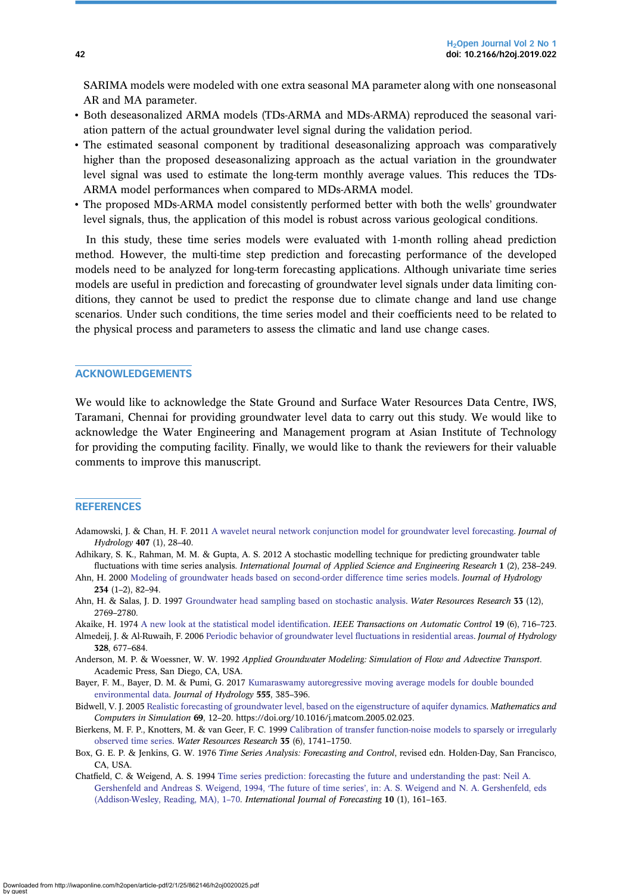SARIMA models were modeled with one extra seasonal MA parameter along with one nonseasonal AR and MA parameter.

- Both deseasonalized ARMA models (TDs-ARMA and MDs-ARMA) reproduced the seasonal variation pattern of the actual groundwater level signal during the validation period.
- The estimated seasonal component by traditional deseasonalizing approach was comparatively higher than the proposed deseasonalizing approach as the actual variation in the groundwater level signal was used to estimate the long-term monthly average values. This reduces the TDs-ARMA model performances when compared to MDs-ARMA model.
- The proposed MDs-ARMA model consistently performed better with both the wells' groundwater level signals, thus, the application of this model is robust across various geological conditions.

In this study, these time series models were evaluated with 1-month rolling ahead prediction method. However, the multi-time step prediction and forecasting performance of the developed models need to be analyzed for long-term forecasting applications. Although univariate time series models are useful in prediction and forecasting of groundwater level signals under data limiting conditions, they cannot be used to predict the response due to climate change and land use change scenarios. Under such conditions, the time series model and their coefficients need to be related to the physical process and parameters to assess the climatic and land use change cases.

## ACKNOWLEDGEMENTS

We would like to acknowledge the State Ground and Surface Water Resources Data Centre, IWS, Taramani, Chennai for providing groundwater level data to carry out this study. We would like to acknowledge the Water Engineering and Management program at Asian Institute of Technology for providing the computing facility. Finally, we would like to thank the reviewers for their valuable comments to improve this manuscript.

## REFERENCES

Adamowski, J. & Chan, H. F. 2011 A wavelet neural network conjunction model for groundwater level forecasting. *Journal of Hydrology* **407** (1), 28–40.

Adhikary, S. K., Rahman, M. M. & Gupta, A. S. 2012 A stochastic modelling technique for predicting groundwater table fluctuations with time series analysis. *International Journal of Applied Science and Engineering Research* **1** (2), 238–249.

Ahn, H. 2000 Modeling of groundwater heads based on second-order difference time series models. *Journal of Hydrology* **234** (1–2), 82–94.

Ahn, H. & Salas, J. D. 1997 Groundwater head sampling based on stochastic analysis. *Water Resources Research* **33** (12), 2769–2780.

Akaike, H. 1974 A new look at the statistical model identification. *IEEE Transactions on Automatic Control* **19** (6), 716–723.

Almedeij, J. & Al-Ruwaih, F. 2006 Periodic behavior of groundwater level fluctuations in residential areas. *Journal of Hydrology* **328**, 677–684.

Anderson, M. P. & Woessner, W. W. 1992 *Applied Groundwater Modeling: Simulation of Flow and Advective Transport*. Academic Press, San Diego, CA, USA.

Bayer, F. M., Bayer, D. M. & Pumi, G. 2017 Kumaraswamy autoregressive moving average models for double bounded environmental data. *Journal of Hydrology* **555**, 385–396.

Bidwell, V. J. 2005 Realistic forecasting of groundwater level, based on the eigenstructure of aquifer dynamics. *Mathematics and Computers in Simulation* **69**, 12–20. https://doi.org/10.1016/j.matcom.2005.02.023.

Bierkens, M. F. P., Knotters, M. & van Geer, F. C. 1999 Calibration of transfer function-noise models to sparsely or irregularly observed time series. *Water Resources Research* **35** (6), 1741–1750.

Box, G. E. P. & Jenkins, G. W. 1976 *Time Series Analysis: Forecasting and Control*, revised edn. Holden-Day, San Francisco, CA, USA.

Chatfield, C. & Weigend, A. S. 1994 Time series prediction: forecasting the future and understanding the past: Neil A. Gershenfeld and Andreas S. Weigend, 1994, 'The future of time series', in: A. S. Weigend and N. A. Gershenfeld, eds (Addison-Wesley, Reading, MA), 1–70. *International Journal of Forecasting* **10** (1), 161–163.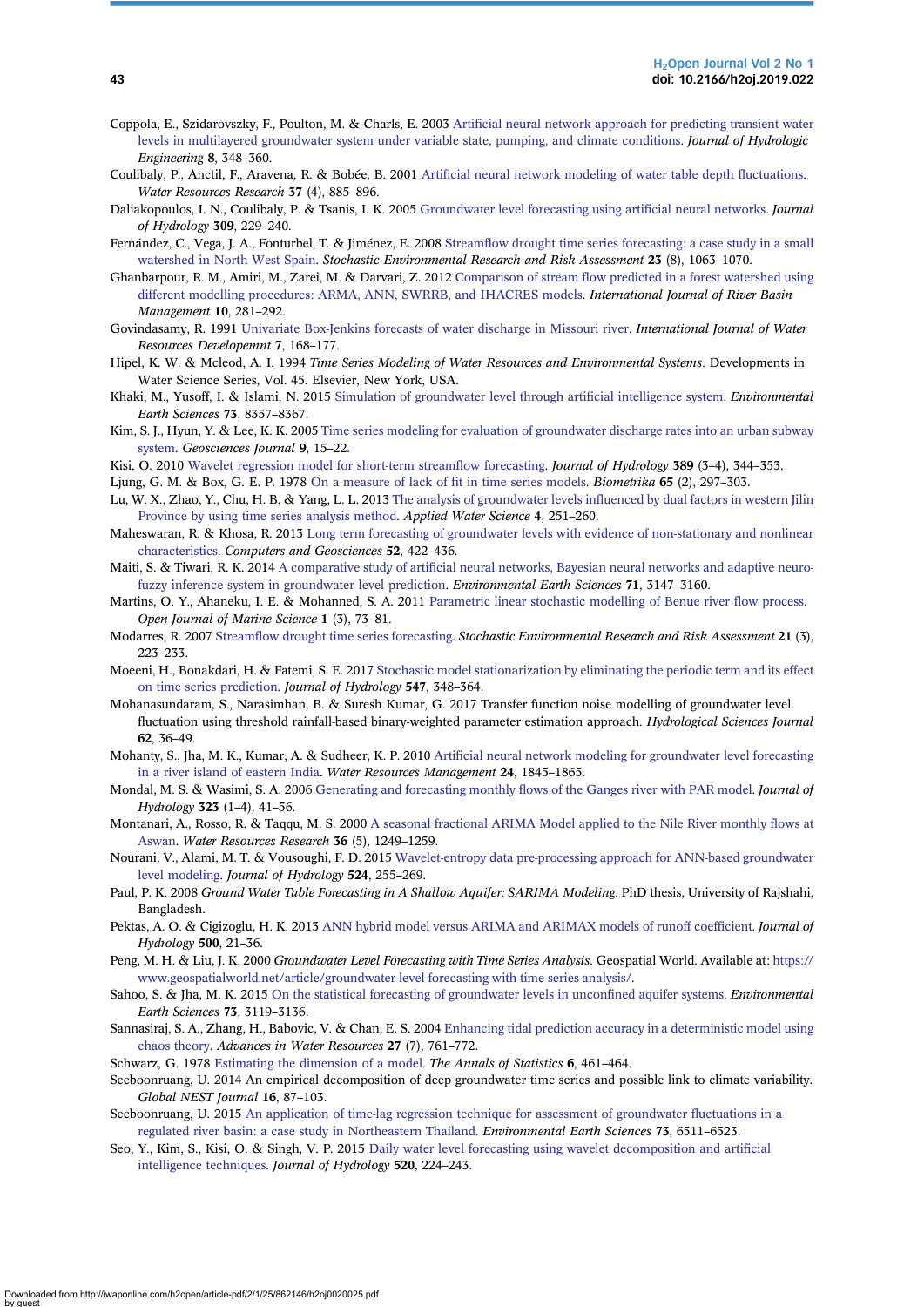Coppola, E., Szidarovszky, F., Poulton, M. & Charls, E. 2003 Artificial neural network approach for predicting transient water levels in multilayered groundwater system under variable state, pumping, and climate conditions. *Journal of Hydrologic Engineering* **8**, 348–360.

Coulibaly, P., Anctil, F., Aravena, R. & Bobée, B. 2001 Artificial neural network modeling of water table depth fluctuations. *Water Resources Research* **37** (4), 885–896.

Daliakopoulos, I. N., Coulibaly, P. & Tsanis, I. K. 2005 Groundwater level forecasting using artificial neural networks. *Journal of Hydrology* **309**, 229–240.

Fernández, C., Vega, J. A., Fonturbel, T. & Jiménez, E. 2008 Streamflow drought time series forecasting: a case study in a small watershed in North West Spain. *Stochastic Environmental Research and Risk Assessment* **23** (8), 1063–1070.

Ghanbarpour, R. M., Amiri, M., Zarei, M. & Darvari, Z. 2012 Comparison of stream flow predicted in a forest watershed using different modelling procedures: ARMA, ANN, SWRRB, and IHACRES models. *International Journal of River Basin Management* **10**, 281–292.

Govindasamy, R. 1991 Univariate Box-Jenkins forecasts of water discharge in Missouri river. *International Journal of Water Resources Developemnt* **7**, 168–177.

Hipel, K. W. & Mcleod, A. I. 1994 *Time Series Modeling of Water Resources and Environmental Systems*. Developments in Water Science Series, Vol. 45. Elsevier, New York, USA.

Khaki, M., Yusoff, I. & Islami, N. 2015 Simulation of groundwater level through artificial intelligence system. *Environmental Earth Sciences* **73**, 8357–8367.

Kim, S. J., Hyun, Y. & Lee, K. K. 2005 Time series modeling for evaluation of groundwater discharge rates into an urban subway system. *Geosciences Journal* **9**, 15–22.

Kisi, O. 2010 Wavelet regression model for short-term streamflow forecasting. *Journal of Hydrology* **389** (3–4), 344–353.

Ljung, G. M. & Box, G. E. P. 1978 On a measure of lack of fit in time series models. *Biometrika* **65** (2), 297–303.

Lu, W. X., Zhao, Y., Chu, H. B. & Yang, L. L. 2013 The analysis of groundwater levels influenced by dual factors in western Jilin Province by using time series analysis method. *Applied Water Science* **4**, 251–260.

Maheswaran, R. & Khosa, R. 2013 Long term forecasting of groundwater levels with evidence of non-stationary and nonlinear characteristics. *Computers and Geosciences* **52**, 422–436.

Maiti, S. & Tiwari, R. K. 2014 A comparative study of artificial neural networks, Bayesian neural networks and adaptive neuro-fuzzy inference system in groundwater level prediction. *Environmental Earth Sciences* **71**, 3147–3160.

Martins, O. Y., Ahaneku, I. E. & Mohanned, S. A. 2011 Parametric linear stochastic modelling of Benue river flow process. *Open Journal of Marine Science* **1** (3), 73–81.

Modarres, R. 2007 Streamflow drought time series forecasting. *Stochastic Environmental Research and Risk Assessment* **21** (3), 223–233.

Moeeni, H., Bonakdari, H. & Fatemi, S. E. 2017 Stochastic model stationarization by eliminating the periodic term and its effect on time series prediction. *Journal of Hydrology* **547**, 348–364.

Mohanasundaram, S., Narasimhan, B. & Suresh Kumar, G. 2017 Transfer function noise modelling of groundwater level fluctuation using threshold rainfall-based binary-weighted parameter estimation approach. *Hydrological Sciences Journal* **62**, 36–49.

Mohanty, S., Jha, M. K., Kumar, A. & Sudheer, K. P. 2010 Artificial neural network modeling for groundwater level forecasting in a river island of eastern India. *Water Resources Management* **24**, 1845–1865.

Mondal, M. S. & Wasimi, S. A. 2006 Generating and forecasting monthly flows of the Ganges river with PAR model. *Journal of Hydrology* **323** (1–4), 41–56.

Montanari, A., Rosso, R. & Taqqu, M. S. 2000 A seasonal fractional ARIMA Model applied to the Nile River monthly flows at Aswan. *Water Resources Research* **36** (5), 1249–1259.

Nourani, V., Alami, M. T. & Vousoughi, F. D. 2015 Wavelet-entropy data pre-processing approach for ANN-based groundwater level modeling. *Journal of Hydrology* **524**, 255–269.

Paul, P. K. 2008 *Ground Water Table Forecasting in A Shallow Aquifer: SARIMA Modeling*. PhD thesis, University of Rajshahi, Bangladesh.

Pektas, A. O. & Cigizoglu, H. K. 2013 ANN hybrid model versus ARIMA and ARIMAX models of runoff coefficient. *Journal of Hydrology* **500**, 21–36.

Peng, M. H. & Liu, J. K. 2000 *Groundwater Level Forecasting with Time Series Analysis*. Geospatial World. Available at: https://www.geospatialworld.net/article/groundwater-level-forecasting-with-time-series-analysis/.

Sahoo, S. & Jha, M. K. 2015 On the statistical forecasting of groundwater levels in unconfined aquifer systems. *Environmental Earth Sciences* **73**, 3119–3136.

Sannasiraj, S. A., Zhang, H., Babovic, V. & Chan, E. S. 2004 Enhancing tidal prediction accuracy in a deterministic model using chaos theory. *Advances in Water Resources* **27** (7), 761–772.

Schwarz, G. 1978 Estimating the dimension of a model. *The Annals of Statistics* **6**, 461–464.

Seeboonruang, U. 2014 An empirical decomposition of deep groundwater time series and possible link to climate variability. *Global NEST Journal* **16**, 87–103.

Seeboonruang, U. 2015 An application of time-lag regression technique for assessment of groundwater fluctuations in a regulated river basin: a case study in Northeastern Thailand. *Environmental Earth Sciences* **73**, 6511–6523.

Seo, Y., Kim, S., Kisi, O. & Singh, V. P. 2015 Daily water level forecasting using wavelet decomposition and artificial intelligence techniques. *Journal of Hydrology* **520**, 224–243.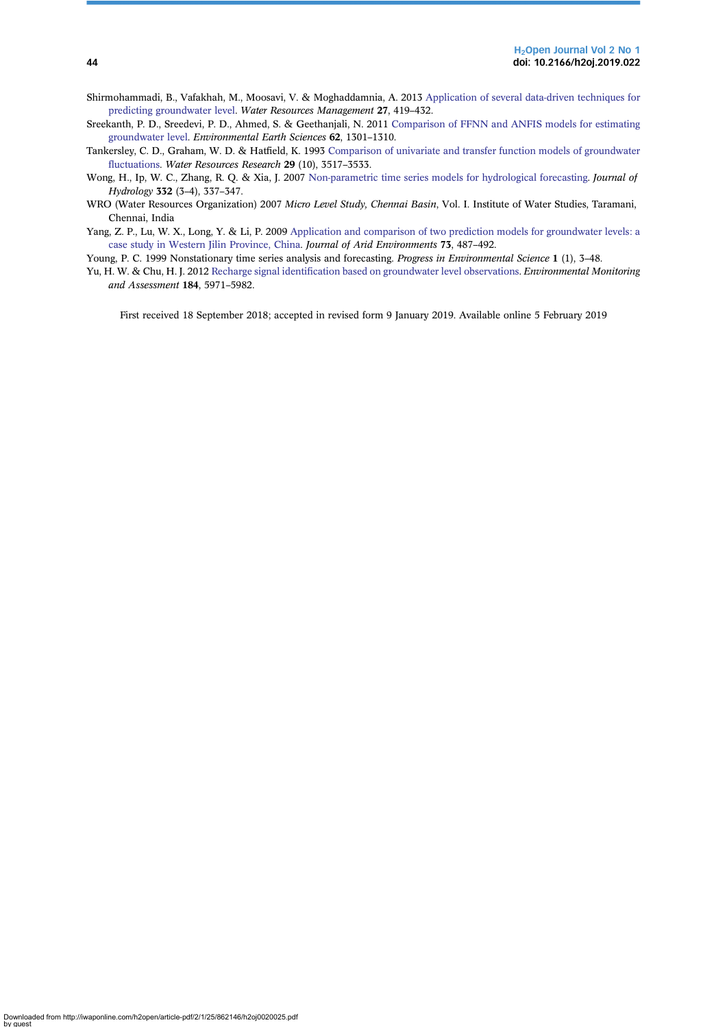Shirmohammadi, B., Vafakhah, M., Moosavi, V. & Moghaddamnia, A. 2013 Application of several data-driven techniques for predicting groundwater level. *Water Resources Management* **27**, 419–432.

Sreekanth, P. D., Sreedevi, P. D., Ahmed, S. & Geethanjali, N. 2011 Comparison of FFNN and ANFIS models for estimating groundwater level. *Environmental Earth Sciences* **62**, 1301–1310.

Tankersley, C. D., Graham, W. D. & Hatfield, K. 1993 Comparison of univariate and transfer function models of groundwater fluctuations. *Water Resources Research* **29** (10), 3517–3533.

Wong, H., Ip, W. C., Zhang, R. Q. & Xia, J. 2007 Non-parametric time series models for hydrological forecasting. *Journal of Hydrology* **332** (3–4), 337–347.

WRO (Water Resources Organization) 2007 *Micro Level Study, Chennai Basin*, Vol. I. Institute of Water Studies, Taramani, Chennai, India

Yang, Z. P., Lu, W. X., Long, Y. & Li, P. 2009 Application and comparison of two prediction models for groundwater levels: a case study in Western Jilin Province, China. *Journal of Arid Environments* **73**, 487–492.

Young, P. C. 1999 Nonstationary time series analysis and forecasting. *Progress in Environmental Science* **1** (1), 3–48.

Yu, H. W. & Chu, H. J. 2012 Recharge signal identification based on groundwater level observations. *Environmental Monitoring and Assessment* **184**, 5971–5982.

First received 18 September 2018; accepted in revised form 9 January 2019. Available online 5 February 2019